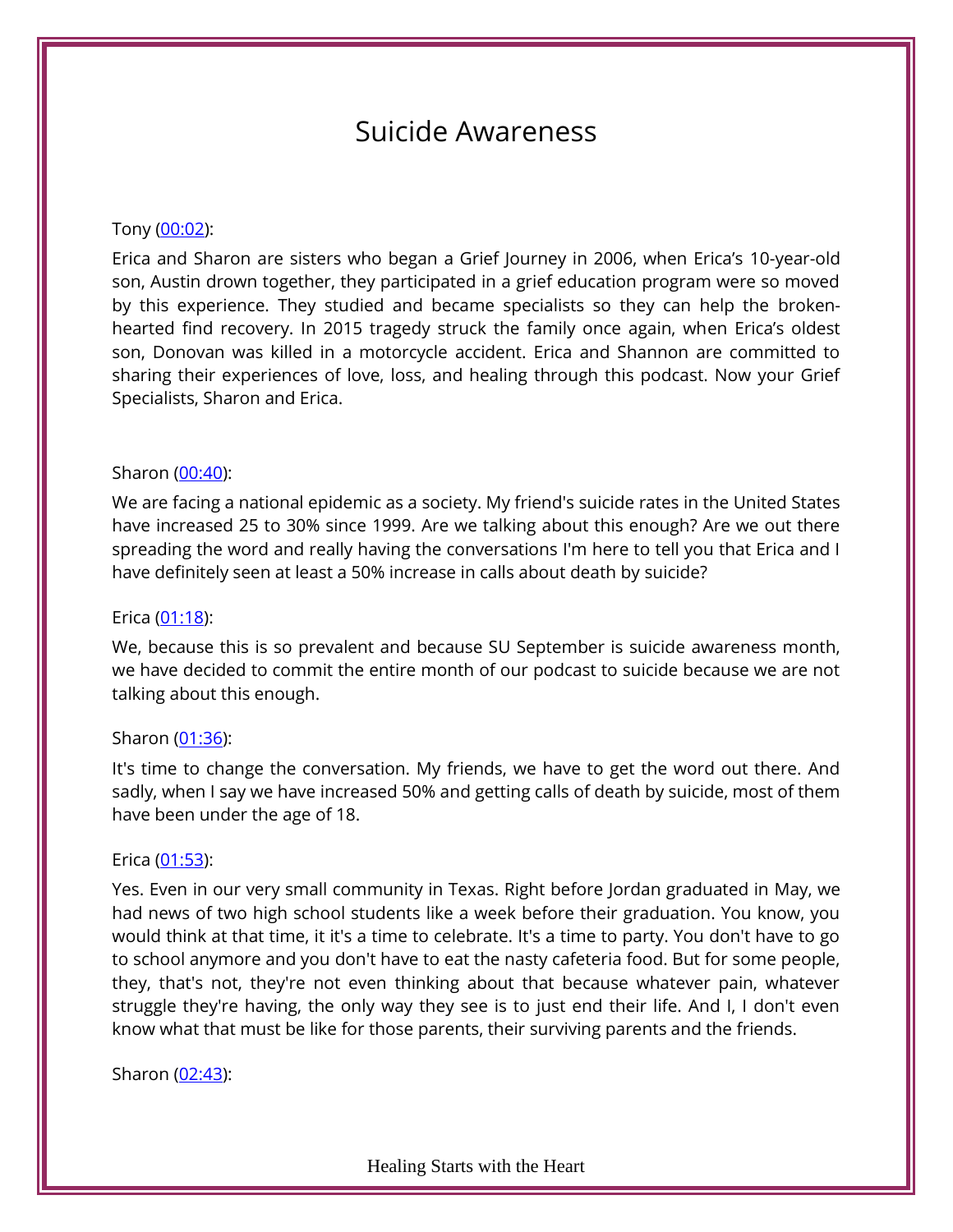# Suicide Awareness

Tony (00:02):

Erica and Sharon are sisters who began a Grief Journey in 2006, when Erica's 10-year-old son, Austin drown together, they participated in a grief education program were so moved by this experience. They studied and became specialists so they can help the broken-hearted find recovery. In 2015 tragedy struck the family once again, when Erica's oldest son, Donovan was killed in a motorcycle accident. Erica and Shannon are committed to sharing their experiences of love, loss, and healing through this podcast. Now your Grief Specialists, Sharon and Erica.

Sharon (00:40):

We are facing a national epidemic as a society. My friend's suicide rates in the United States have increased 25 to 30% since 1999. Are we talking about this enough? Are we out there spreading the word and really having the conversations I'm here to tell you that Erica and I have definitely seen at least a 50% increase in calls about death by suicide?

Erica (01:18):

We, because this is so prevalent and because SU September is suicide awareness month, we have decided to commit the entire month of our podcast to suicide because we are not talking about this enough.

Sharon (01:36):

It's time to change the conversation. My friends, we have to get the word out there. And sadly, when I say we have increased 50% and getting calls of death by suicide, most of them have been under the age of 18.

Erica (01:53):

Yes. Even in our very small community in Texas. Right before Jordan graduated in May, we had news of two high school students like a week before their graduation. You know, you would think at that time, it it's a time to celebrate. It's a time to party. You don't have to go to school anymore and you don't have to eat the nasty cafeteria food. But for some people, they, that's not, they're not even thinking about that because whatever pain, whatever struggle they're having, the only way they see is to just end their life. And I, I don't even know what that must be like for those parents, their surviving parents and the friends.

Sharon (02:43):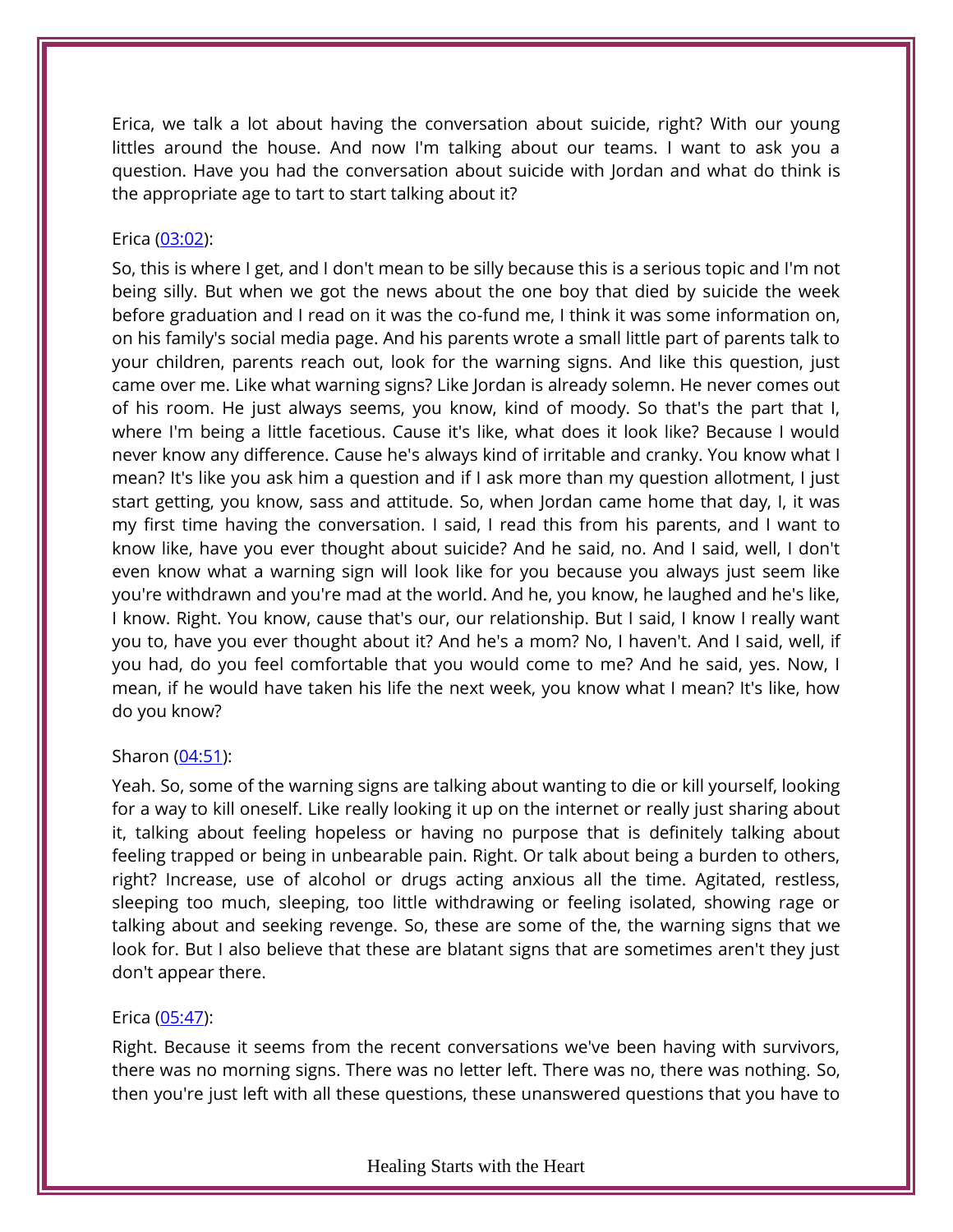Erica, we talk a lot about having the conversation about suicide, right? With our young littles around the house. And now I'm talking about our teams. I want to ask you a question. Have you had the conversation about suicide with Jordan and what do think is the appropriate age to tart to start talking about it?

Erica ([03:02](#)):

So, this is where I get, and I don't mean to be silly because this is a serious topic and I'm not being silly. But when we got the news about the one boy that died by suicide the week before graduation and I read on it was the co-fund me, I think it was some information on, on his family's social media page. And his parents wrote a small little part of parents talk to your children, parents reach out, look for the warning signs. And like this question, just came over me. Like what warning signs? Like Jordan is already solemn. He never comes out of his room. He just always seems, you know, kind of moody. So that's the part that I, where I'm being a little facetious. Cause it's like, what does it look like? Because I would never know any difference. Cause he's always kind of irritable and cranky. You know what I mean? It's like you ask him a question and if I ask more than my question allotment, I just start getting, you know, sass and attitude. So, when Jordan came home that day, I, it was my first time having the conversation. I said, I read this from his parents, and I want to know like, have you ever thought about suicide? And he said, no. And I said, well, I don't even know what a warning sign will look like for you because you always just seem like you're withdrawn and you're mad at the world. And he, you know, he laughed and he's like, I know. Right. You know, cause that's our, our relationship. But I said, I know I really want you to, have you ever thought about it? And he's a mom? No, I haven't. And I said, well, if you had, do you feel comfortable that you would come to me? And he said, yes. Now, I mean, if he would have taken his life the next week, you know what I mean? It's like, how do you know?

Sharon ([04:51](#)):

Yeah. So, some of the warning signs are talking about wanting to die or kill yourself, looking for a way to kill oneself. Like really looking it up on the internet or really just sharing about it, talking about feeling hopeless or having no purpose that is definitely talking about feeling trapped or being in unbearable pain. Right. Or talk about being a burden to others, right? Increase, use of alcohol or drugs acting anxious all the time. Agitated, restless, sleeping too much, sleeping, too little withdrawing or feeling isolated, showing rage or talking about and seeking revenge. So, these are some of the, the warning signs that we look for. But I also believe that these are blatant signs that are sometimes aren't they just don't appear there.

Erica ([05:47](#)):

Right. Because it seems from the recent conversations we've been having with survivors, there was no morning signs. There was no letter left. There was no, there was nothing. So, then you're just left with all these questions, these unanswered questions that you have to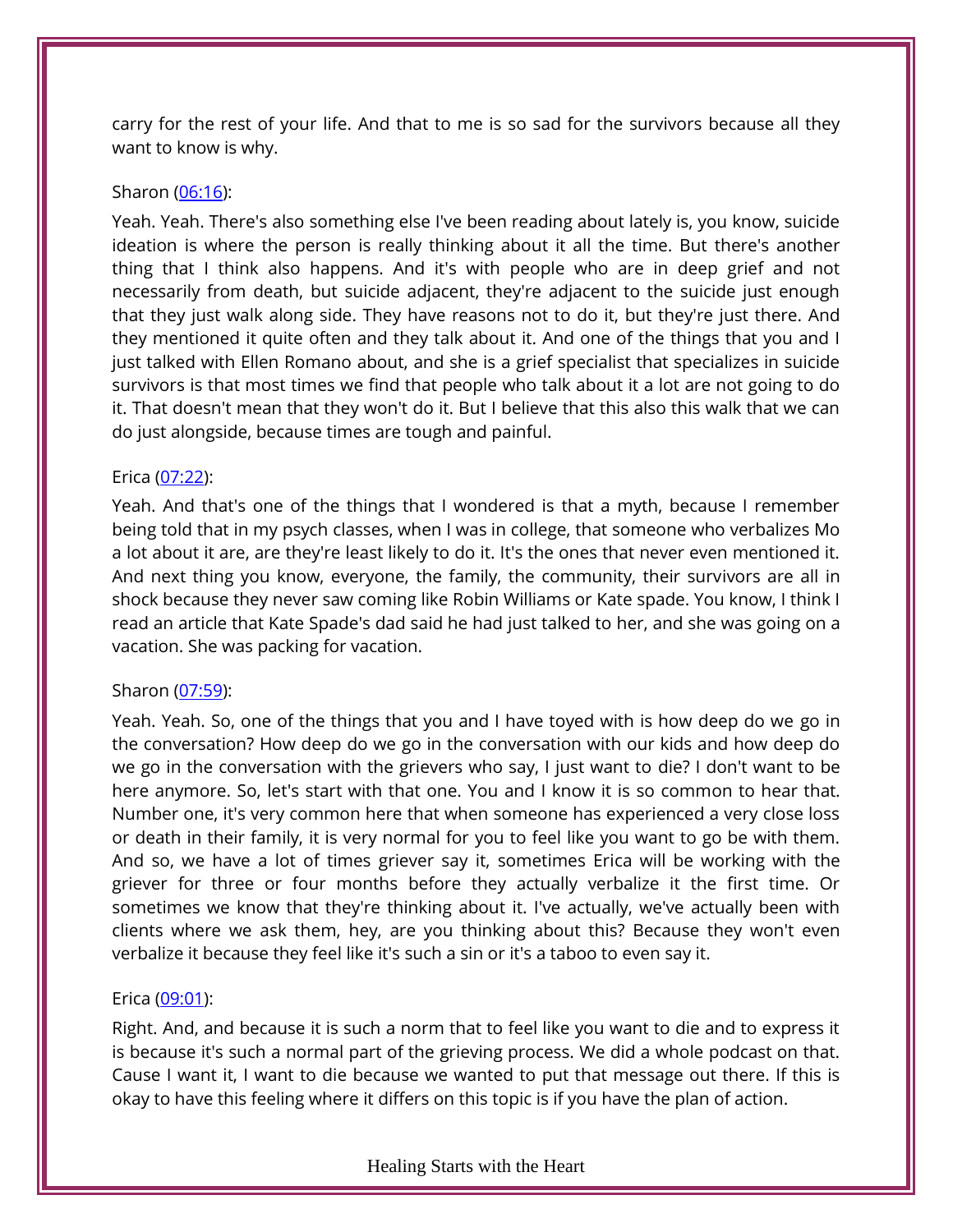carry for the rest of your life. And that to me is so sad for the survivors because all they want to know is why.

Sharon ([06:16](#)):

Yeah. Yeah. There's also something else I've been reading about lately is, you know, suicide ideation is where the person is really thinking about it all the time. But there's another thing that I think also happens. And it's with people who are in deep grief and not necessarily from death, but suicide adjacent, they're adjacent to the suicide just enough that they just walk along side. They have reasons not to do it, but they're just there. And they mentioned it quite often and they talk about it. And one of the things that you and I just talked with Ellen Romano about, and she is a grief specialist that specializes in suicide survivors is that most times we find that people who talk about it a lot are not going to do it. That doesn't mean that they won't do it. But I believe that this also this walk that we can do just alongside, because times are tough and painful.

Erica ([07:22](#)):

Yeah. And that's one of the things that I wondered is that a myth, because I remember being told that in my psych classes, when I was in college, that someone who verbalizes Mo a lot about it are, are they're least likely to do it. It's the ones that never even mentioned it. And next thing you know, everyone, the family, the community, their survivors are all in shock because they never saw coming like Robin Williams or Kate spade. You know, I think I read an article that Kate Spade's dad said he had just talked to her, and she was going on a vacation. She was packing for vacation.

Sharon ([07:59](#)):

Yeah. Yeah. So, one of the things that you and I have toyed with is how deep do we go in the conversation? How deep do we go in the conversation with our kids and how deep do we go in the conversation with the grievers who say, I just want to die? I don't want to be here anymore. So, let's start with that one. You and I know it is so common to hear that. Number one, it's very common here that when someone has experienced a very close loss or death in their family, it is very normal for you to feel like you want to go be with them. And so, we have a lot of times griever say it, sometimes Erica will be working with the griever for three or four months before they actually verbalize it the first time. Or sometimes we know that they're thinking about it. I've actually, we've actually been with clients where we ask them, hey, are you thinking about this? Because they won't even verbalize it because they feel like it's such a sin or it's a taboo to even say it.

Erica ([09:01](#)):

Right. And, and because it is such a norm that to feel like you want to die and to express it is because it's such a normal part of the grieving process. We did a whole podcast on that. Cause I want it, I want to die because we wanted to put that message out there. If this is okay to have this feeling where it differs on this topic is if you have the plan of action.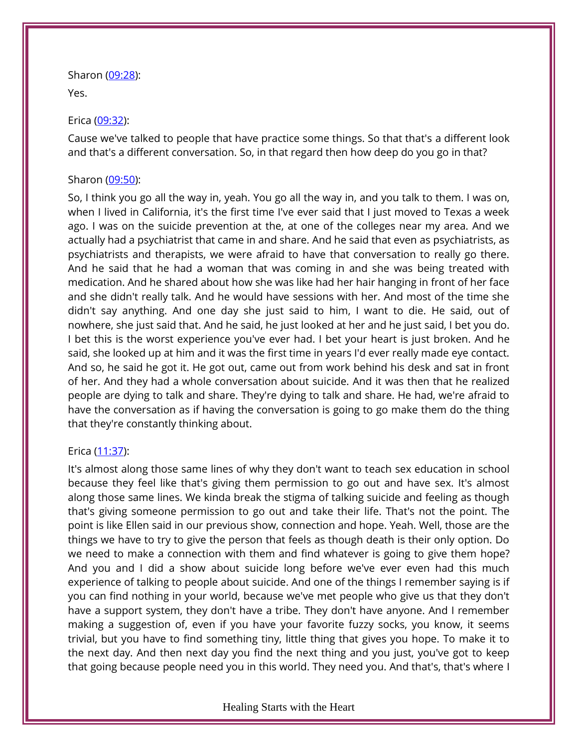Sharon ([09:28](#)):

Yes.

Erica ([09:32](#)):

Cause we've talked to people that have practice some things. So that that's a different look and that's a different conversation. So, in that regard then how deep do you go in that?

Sharon ([09:50](#)):

So, I think you go all the way in, yeah. You go all the way in, and you talk to them. I was on, when I lived in California, it's the first time I've ever said that I just moved to Texas a week ago. I was on the suicide prevention at the, at one of the colleges near my area. And we actually had a psychiatrist that came in and share. And he said that even as psychiatrists, as psychiatrists and therapists, we were afraid to have that conversation to really go there. And he said that he had a woman that was coming in and she was being treated with medication. And he shared about how she was like had her hair hanging in front of her face and she didn't really talk. And he would have sessions with her. And most of the time she didn't say anything. And one day she just said to him, I want to die. He said, out of nowhere, she just said that. And he said, he just looked at her and he just said, I bet you do. I bet this is the worst experience you've ever had. I bet your heart is just broken. And he said, she looked up at him and it was the first time in years I'd ever really made eye contact. And so, he said he got it. He got out, came out from work behind his desk and sat in front of her. And they had a whole conversation about suicide. And it was then that he realized people are dying to talk and share. They're dying to talk and share. He had, we're afraid to have the conversation as if having the conversation is going to go make them do the thing that they're constantly thinking about.

Erica ([11:37](#)):

It's almost along those same lines of why they don't want to teach sex education in school because they feel like that's giving them permission to go out and have sex. It's almost along those same lines. We kinda break the stigma of talking suicide and feeling as though that's giving someone permission to go out and take their life. That's not the point. The point is like Ellen said in our previous show, connection and hope. Yeah. Well, those are the things we have to try to give the person that feels as though death is their only option. Do we need to make a connection with them and find whatever is going to give them hope? And you and I did a show about suicide long before we've ever even had this much experience of talking to people about suicide. And one of the things I remember saying is if you can find nothing in your world, because we've met people who give us that they don't have a support system, they don't have a tribe. They don't have anyone. And I remember making a suggestion of, even if you have your favorite fuzzy socks, you know, it seems trivial, but you have to find something tiny, little thing that gives you hope. To make it to the next day. And then next day you find the next thing and you just, you've got to keep that going because people need you in this world. They need you. And that's, that's where I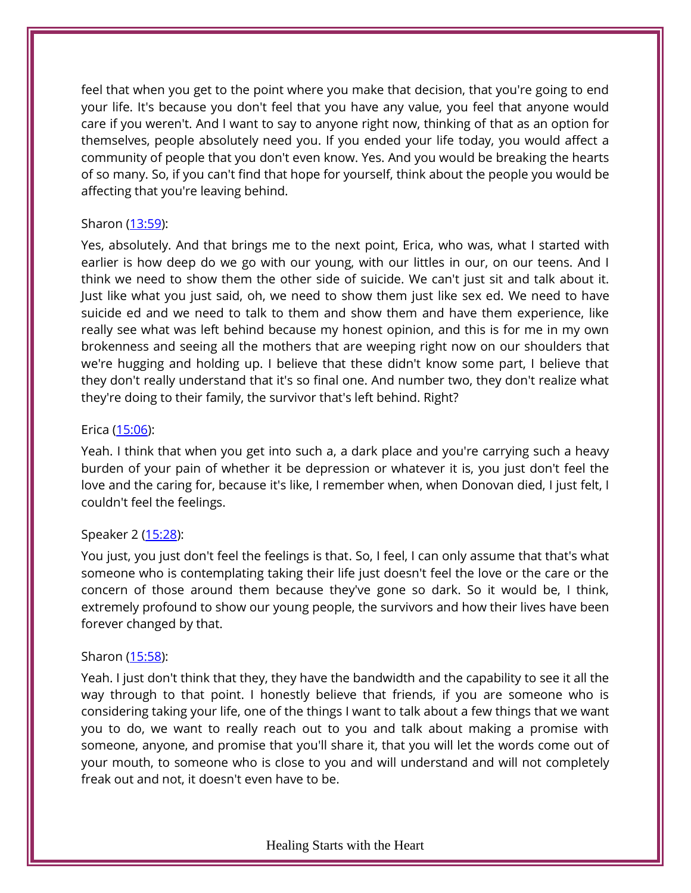feel that when you get to the point where you make that decision, that you're going to end your life. It's because you don't feel that you have any value, you feel that anyone would care if you weren't. And I want to say to anyone right now, thinking of that as an option for themselves, people absolutely need you. If you ended your life today, you would affect a community of people that you don't even know. Yes. And you would be breaking the hearts of so many. So, if you can't find that hope for yourself, think about the people you would be affecting that you're leaving behind.

Sharon (13:59):

Yes, absolutely. And that brings me to the next point, Erica, who was, what I started with earlier is how deep do we go with our young, with our littles in our, on our teens. And I think we need to show them the other side of suicide. We can't just sit and talk about it. Just like what you just said, oh, we need to show them just like sex ed. We need to have suicide ed and we need to talk to them and show them and have them experience, like really see what was left behind because my honest opinion, and this is for me in my own brokenness and seeing all the mothers that are weeping right now on our shoulders that we're hugging and holding up. I believe that these didn't know some part, I believe that they don't really understand that it's so final one. And number two, they don't realize what they're doing to their family, the survivor that's left behind. Right?

Erica (15:06):

Yeah. I think that when you get into such a, a dark place and you're carrying such a heavy burden of your pain of whether it be depression or whatever it is, you just don't feel the love and the caring for, because it's like, I remember when, when Donovan died, I just felt, I couldn't feel the feelings.

Speaker 2 (15:28):

You just, you just don't feel the feelings is that. So, I feel, I can only assume that that's what someone who is contemplating taking their life just doesn't feel the love or the care or the concern of those around them because they've gone so dark. So it would be, I think, extremely profound to show our young people, the survivors and how their lives have been forever changed by that.

Sharon (15:58):

Yeah. I just don't think that they, they have the bandwidth and the capability to see it all the way through to that point. I honestly believe that friends, if you are someone who is considering taking your life, one of the things I want to talk about a few things that we want you to do, we want to really reach out to you and talk about making a promise with someone, anyone, and promise that you'll share it, that you will let the words come out of your mouth, to someone who is close to you and will understand and will not completely freak out and not, it doesn't even have to be.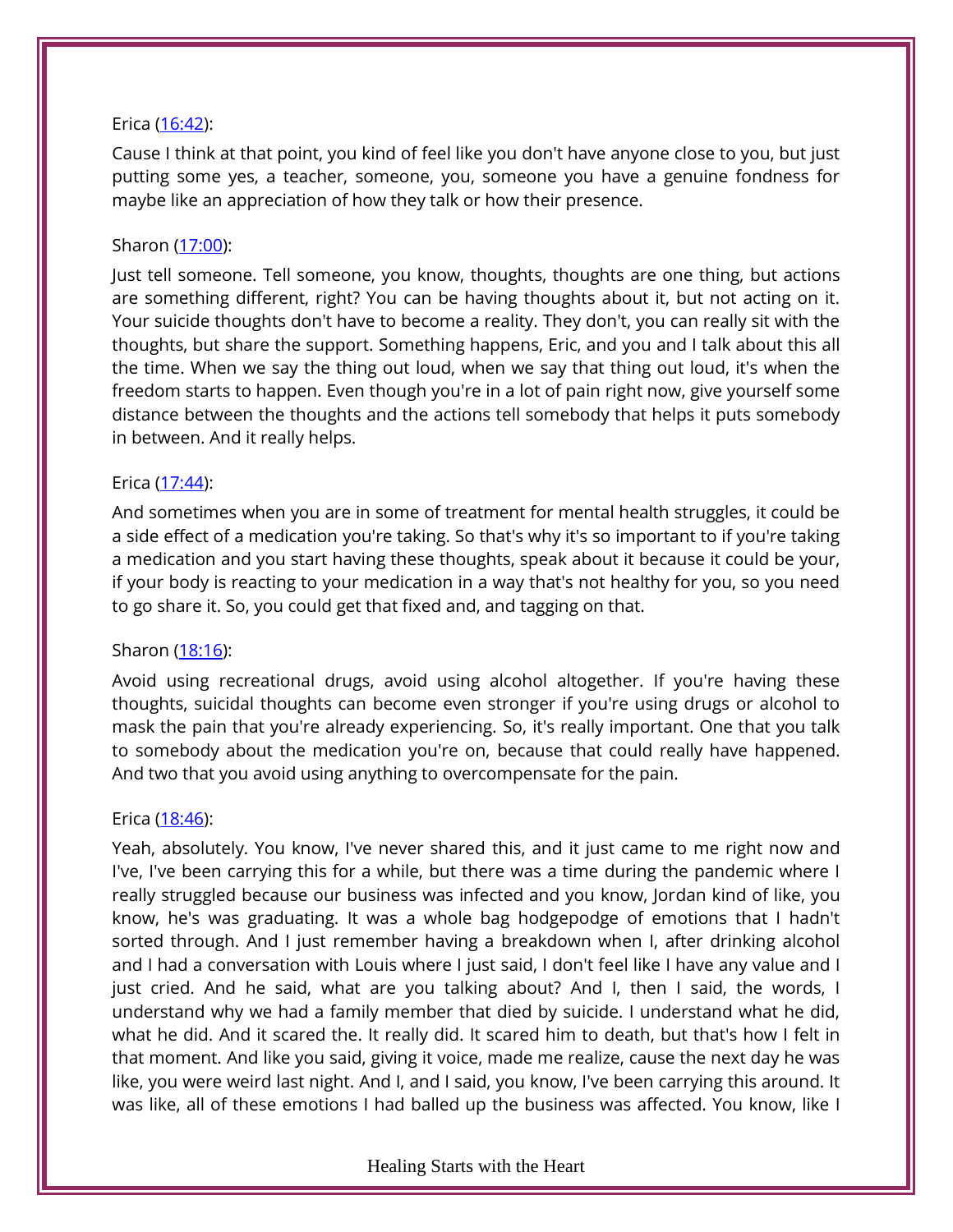Erica ([16:42](#)):

Cause I think at that point, you kind of feel like you don't have anyone close to you, but just putting some yes, a teacher, someone, you, someone you have a genuine fondness for maybe like an appreciation of how they talk or how their presence.

Sharon ([17:00](#)):

Just tell someone. Tell someone, you know, thoughts, thoughts are one thing, but actions are something different, right? You can be having thoughts about it, but not acting on it. Your suicide thoughts don't have to become a reality. They don't, you can really sit with the thoughts, but share the support. Something happens, Eric, and you and I talk about this all the time. When we say the thing out loud, when we say that thing out loud, it's when the freedom starts to happen. Even though you're in a lot of pain right now, give yourself some distance between the thoughts and the actions tell somebody that helps it puts somebody in between. And it really helps.

Erica ([17:44](#)):

And sometimes when you are in some of treatment for mental health struggles, it could be a side effect of a medication you're taking. So that's why it's so important to if you're taking a medication and you start having these thoughts, speak about it because it could be your, if your body is reacting to your medication in a way that's not healthy for you, so you need to go share it. So, you could get that fixed and, and tagging on that.

Sharon ([18:16](#)):

Avoid using recreational drugs, avoid using alcohol altogether. If you're having these thoughts, suicidal thoughts can become even stronger if you're using drugs or alcohol to mask the pain that you're already experiencing. So, it's really important. One that you talk to somebody about the medication you're on, because that could really have happened. And two that you avoid using anything to overcompensate for the pain.

Erica ([18:46](#)):

Yeah, absolutely. You know, I've never shared this, and it just came to me right now and I've, I've been carrying this for a while, but there was a time during the pandemic where I really struggled because our business was infected and you know, Jordan kind of like, you know, he's was graduating. It was a whole bag hodgepodge of emotions that I hadn't sorted through. And I just remember having a breakdown when I, after drinking alcohol and I had a conversation with Louis where I just said, I don't feel like I have any value and I just cried. And he said, what are you talking about? And I, then I said, the words, I understand why we had a family member that died by suicide. I understand what he did, what he did. And it scared the. It really did. It scared him to death, but that's how I felt in that moment. And like you said, giving it voice, made me realize, cause the next day he was like, you were weird last night. And I, and I said, you know, I've been carrying this around. It was like, all of these emotions I had balled up the business was affected. You know, like I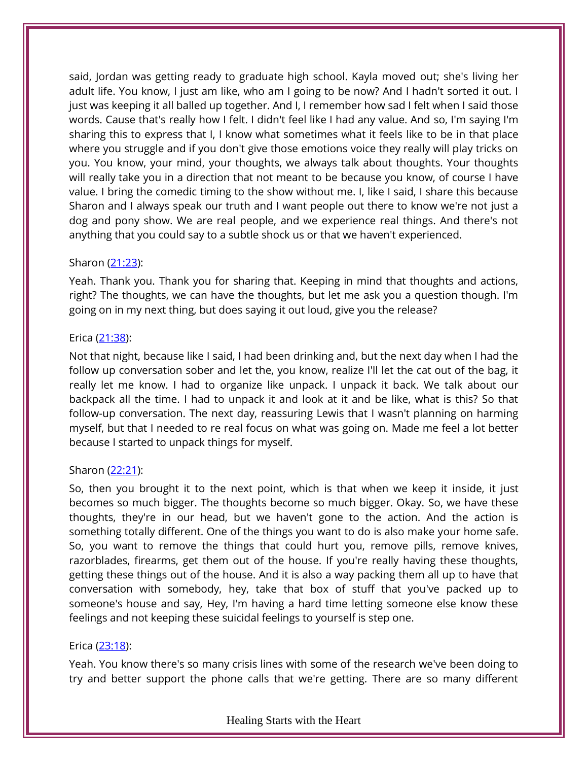said, Jordan was getting ready to graduate high school. Kayla moved out; she's living her adult life. You know, I just am like, who am I going to be now? And I hadn't sorted it out. I just was keeping it all balled up together. And I, I remember how sad I felt when I said those words. Cause that's really how I felt. I didn't feel like I had any value. And so, I'm saying I'm sharing this to express that I, I know what sometimes what it feels like to be in that place where you struggle and if you don't give those emotions voice they really will play tricks on you. You know, your mind, your thoughts, we always talk about thoughts. Your thoughts will really take you in a direction that not meant to be because you know, of course I have value. I bring the comedic timing to the show without me. I, like I said, I share this because Sharon and I always speak our truth and I want people out there to know we're not just a dog and pony show. We are real people, and we experience real things. And there's not anything that you could say to a subtle shock us or that we haven't experienced.

Sharon ([21:23]):

Yeah. Thank you. Thank you for sharing that. Keeping in mind that thoughts and actions, right? The thoughts, we can have the thoughts, but let me ask you a question though. I'm going on in my next thing, but does saying it out loud, give you the release?

Erica ([21:38]):

Not that night, because like I said, I had been drinking and, but the next day when I had the follow up conversation sober and let the, you know, realize I'll let the cat out of the bag, it really let me know. I had to organize like unpack. I unpack it back. We talk about our backpack all the time. I had to unpack it and look at it and be like, what is this? So that follow-up conversation. The next day, reassuring Lewis that I wasn't planning on harming myself, but that I needed to re real focus on what was going on. Made me feel a lot better because I started to unpack things for myself.

Sharon ([22:21]):

So, then you brought it to the next point, which is that when we keep it inside, it just becomes so much bigger. The thoughts become so much bigger. Okay. So, we have these thoughts, they're in our head, but we haven't gone to the action. And the action is something totally different. One of the things you want to do is also make your home safe. So, you want to remove the things that could hurt you, remove pills, remove knives, razorblades, firearms, get them out of the house. If you're really having these thoughts, getting these things out of the house. And it is also a way packing them all up to have that conversation with somebody, hey, take that box of stuff that you've packed up to someone's house and say, Hey, I'm having a hard time letting someone else know these feelings and not keeping these suicidal feelings to yourself is step one.

Erica ([23:18]):

Yeah. You know there's so many crisis lines with some of the research we've been doing to try and better support the phone calls that we're getting. There are so many different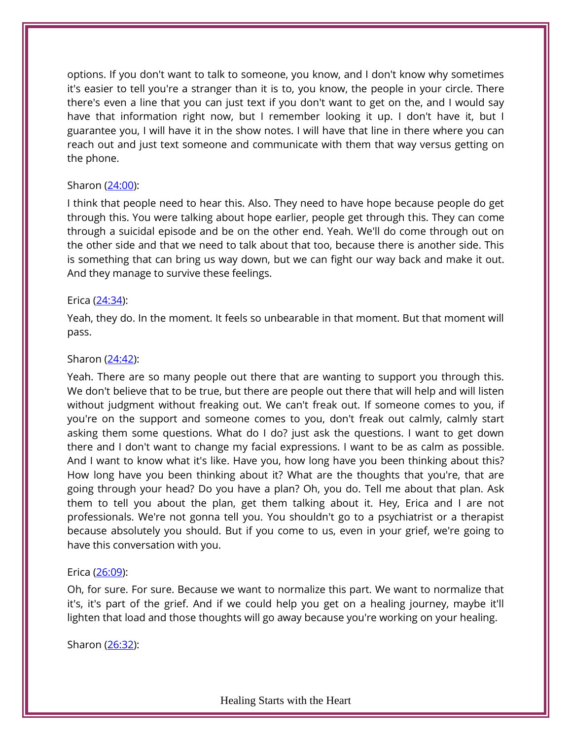options. If you don't want to talk to someone, you know, and I don't know why sometimes it's easier to tell you're a stranger than it is to, you know, the people in your circle. There there's even a line that you can just text if you don't want to get on the, and I would say have that information right now, but I remember looking it up. I don't have it, but I guarantee you, I will have it in the show notes. I will have that line in there where you can reach out and just text someone and communicate with them that way versus getting on the phone.

Sharon ([24:00]):

I think that people need to hear this. Also. They need to have hope because people do get through this. You were talking about hope earlier, people get through this. They can come through a suicidal episode and be on the other end. Yeah. We'll do come through out on the other side and that we need to talk about that too, because there is another side. This is something that can bring us way down, but we can fight our way back and make it out. And they manage to survive these feelings.

Erica ([24:34]):

Yeah, they do. In the moment. It feels so unbearable in that moment. But that moment will pass.

Sharon ([24:42]):

Yeah. There are so many people out there that are wanting to support you through this. We don't believe that to be true, but there are people out there that will help and will listen without judgment without freaking out. We can't freak out. If someone comes to you, if you're on the support and someone comes to you, don't freak out calmly, calmly start asking them some questions. What do I do? just ask the questions. I want to get down there and I don't want to change my facial expressions. I want to be as calm as possible. And I want to know what it's like. Have you, how long have you been thinking about this? How long have you been thinking about it? What are the thoughts that you're, that are going through your head? Do you have a plan? Oh, you do. Tell me about that plan. Ask them to tell you about the plan, get them talking about it. Hey, Erica and I are not professionals. We're not gonna tell you. You shouldn't go to a psychiatrist or a therapist because absolutely you should. But if you come to us, even in your grief, we're going to have this conversation with you.

Erica ([26:09]):

Oh, for sure. For sure. Because we want to normalize this part. We want to normalize that it's, it's part of the grief. And if we could help you get on a healing journey, maybe it'll lighten that load and those thoughts will go away because you're working on your healing.

Sharon ([26:32]):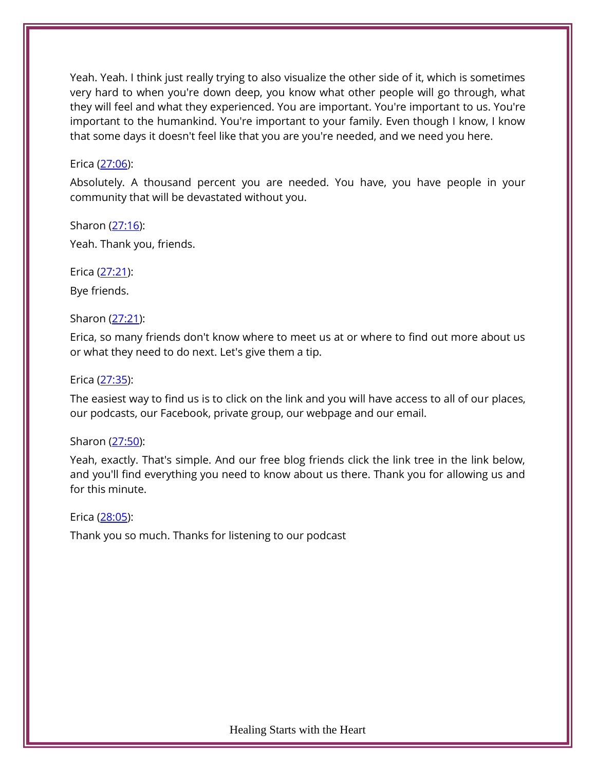Yeah. Yeah. I think just really trying to also visualize the other side of it, which is sometimes very hard to when you're down deep, you know what other people will go through, what they will feel and what they experienced. You are important. You're important to us. You're important to the humankind. You're important to your family. Even though I know, I know that some days it doesn't feel like that you are you're needed, and we need you here.

Erica ([27:06]):

Absolutely. A thousand percent you are needed. You have, you have people in your community that will be devastated without you.

Sharon ([27:16]):

Yeah. Thank you, friends.

Erica ([27:21]):

Bye friends.

Sharon ([27:21]):

Erica, so many friends don't know where to meet us at or where to find out more about us or what they need to do next. Let's give them a tip.

Erica ([27:35]):

The easiest way to find us is to click on the link and you will have access to all of our places, our podcasts, our Facebook, private group, our webpage and our email.

Sharon ([27:50]):

Yeah, exactly. That's simple. And our free blog friends click the link tree in the link below, and you'll find everything you need to know about us there. Thank you for allowing us and for this minute.

Erica ([28:05]):

Thank you so much. Thanks for listening to our podcast